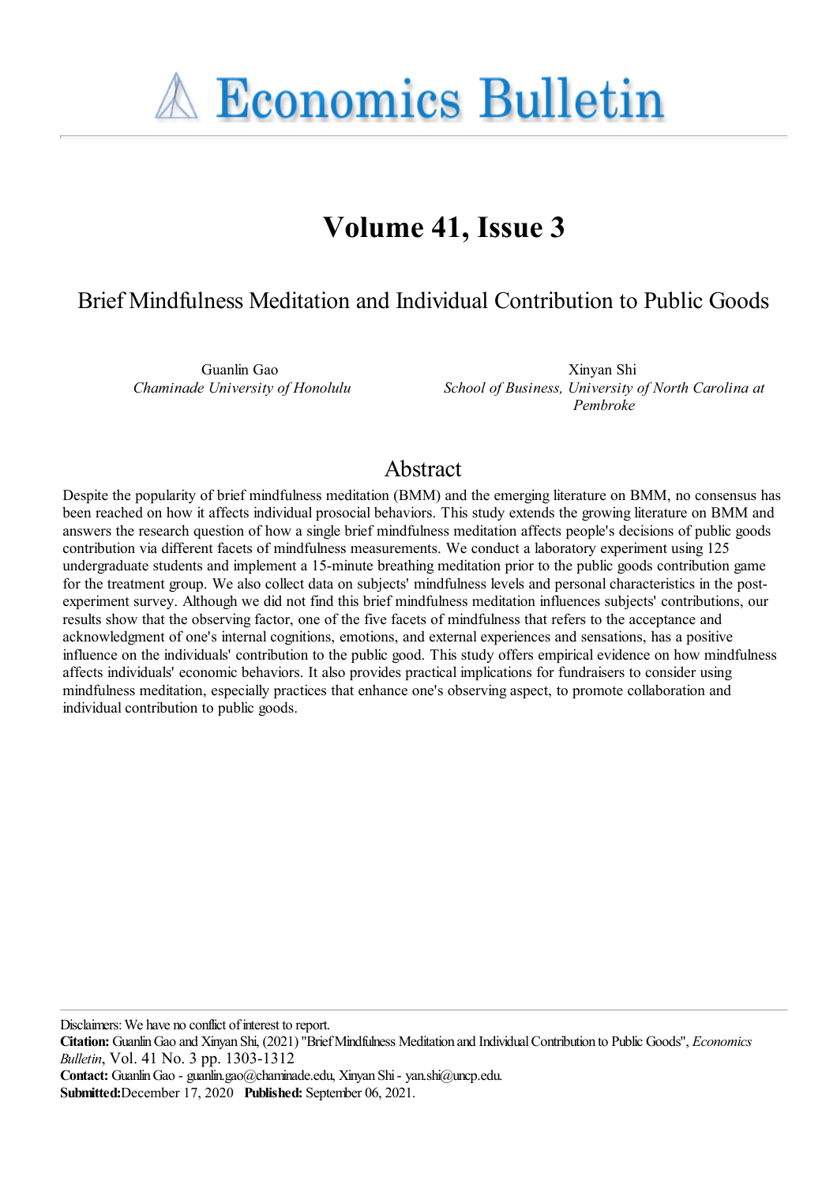# Economics Bulletin

## Volume 41, Issue 3

## Brief Mindfulness Meditation and Individual Contribution to Public Goods

Guanlin Gao
*Chaminade University of Honolulu*

Xinyan Shi
*School of Business, University of North Carolina at Pembroke*

## Abstract

Despite the popularity of brief mindfulness meditation (BMM) and the emerging literature on BMM, no consensus has been reached on how it affects individual prosocial behaviors. This study extends the growing literature on BMM and answers the research question of how a single brief mindfulness meditation affects people's decisions of public goods contribution via different facets of mindfulness measurements. We conduct a laboratory experiment using 125 undergraduate students and implement a 15-minute breathing meditation prior to the public goods contribution game for the treatment group. We also collect data on subjects' mindfulness levels and personal characteristics in the post-experiment survey. Although we did not find this brief mindfulness meditation influences subjects' contributions, our results show that the observing factor, one of the five facets of mindfulness that refers to the acceptance and acknowledgment of one's internal cognitions, emotions, and external experiences and sensations, has a positive influence on the individuals' contribution to the public good. This study offers empirical evidence on how mindfulness affects individuals' economic behaviors. It also provides practical implications for fundraisers to consider using mindfulness meditation, especially practices that enhance one's observing aspect, to promote collaboration and individual contribution to public goods.

Disclaimers: We have no conflict of interest to report.
**Citation:** Guanlin Gao and Xinyan Shi, (2021) "Brief Mindfulness Meditation and Individual Contribution to Public Goods", *Economics Bulletin*, Vol. 41 No. 3 pp. 1303-1312
**Contact:** Guanlin Gao - guanlin.gao@chaminade.edu, Xinyan Shi - yan.shi@uncp.edu.
**Submitted:** December 17, 2020 **Published:** September 06, 2021.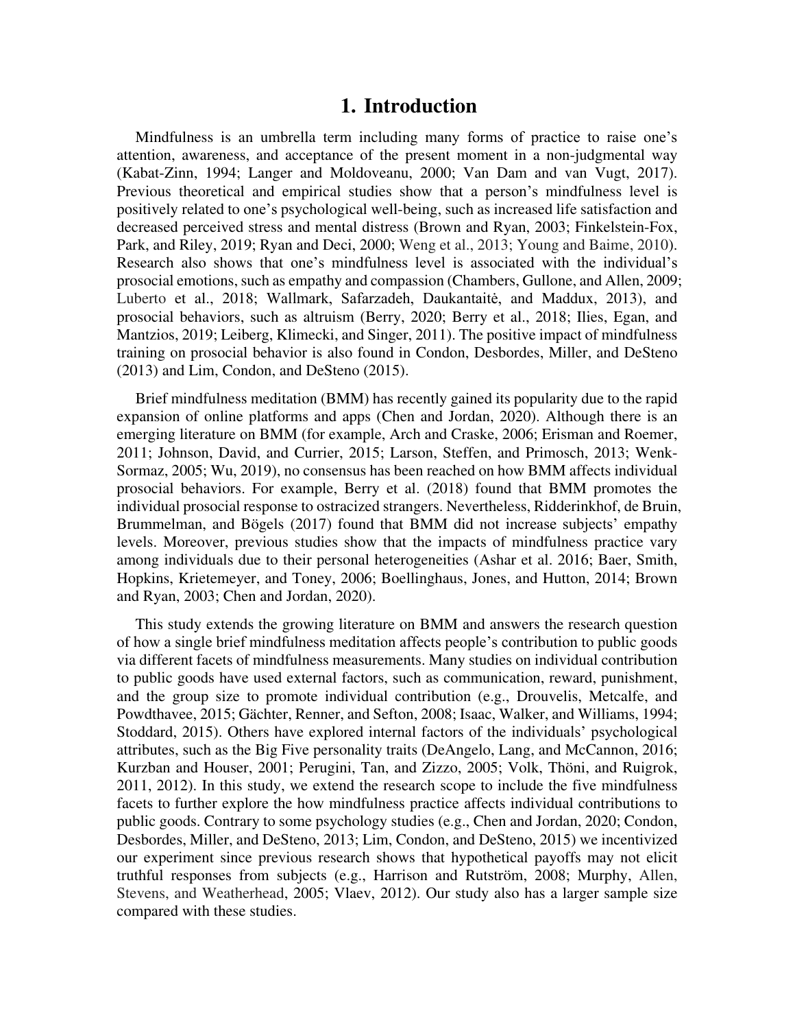# 1. Introduction

Mindfulness is an umbrella term including many forms of practice to raise one's attention, awareness, and acceptance of the present moment in a non-judgmental way (Kabat-Zinn, 1994; Langer and Moldoveanu, 2000; Van Dam and van Vugt, 2017). Previous theoretical and empirical studies show that a person's mindfulness level is positively related to one's psychological well-being, such as increased life satisfaction and decreased perceived stress and mental distress (Brown and Ryan, 2003; Finkelstein-Fox, Park, and Riley, 2019; Ryan and Deci, 2000; Weng et al., 2013; Young and Baime, 2010). Research also shows that one's mindfulness level is associated with the individual's prosocial emotions, such as empathy and compassion (Chambers, Gullone, and Allen, 2009; Luberto et al., 2018; Wallmark, Safarzadeh, Daukantaitė, and Maddux, 2013), and prosocial behaviors, such as altruism (Berry, 2020; Berry et al., 2018; Ilies, Egan, and Mantzios, 2019; Leiberg, Klimecki, and Singer, 2011). The positive impact of mindfulness training on prosocial behavior is also found in Condon, Desbordes, Miller, and DeSteno (2013) and Lim, Condon, and DeSteno (2015).

Brief mindfulness meditation (BMM) has recently gained its popularity due to the rapid expansion of online platforms and apps (Chen and Jordan, 2020). Although there is an emerging literature on BMM (for example, Arch and Craske, 2006; Erisman and Roemer, 2011; Johnson, David, and Currier, 2015; Larson, Steffen, and Primosch, 2013; Wenk-Sormaz, 2005; Wu, 2019), no consensus has been reached on how BMM affects individual prosocial behaviors. For example, Berry et al. (2018) found that BMM promotes the individual prosocial response to ostracized strangers. Nevertheless, Ridderinkhof, de Bruin, Brummelman, and Bögels (2017) found that BMM did not increase subjects' empathy levels. Moreover, previous studies show that the impacts of mindfulness practice vary among individuals due to their personal heterogeneities (Ashar et al. 2016; Baer, Smith, Hopkins, Krietemeyer, and Toney, 2006; Boellinghaus, Jones, and Hutton, 2014; Brown and Ryan, 2003; Chen and Jordan, 2020).

This study extends the growing literature on BMM and answers the research question of how a single brief mindfulness meditation affects people's contribution to public goods via different facets of mindfulness measurements. Many studies on individual contribution to public goods have used external factors, such as communication, reward, punishment, and the group size to promote individual contribution (e.g., Drouvelis, Metcalfe, and Powdthavee, 2015; Gächter, Renner, and Sefton, 2008; Isaac, Walker, and Williams, 1994; Stoddard, 2015). Others have explored internal factors of the individuals' psychological attributes, such as the Big Five personality traits (DeAngelo, Lang, and McCannon, 2016; Kurzban and Houser, 2001; Perugini, Tan, and Zizzo, 2005; Volk, Thöni, and Ruigrok, 2011, 2012). In this study, we extend the research scope to include the five mindfulness facets to further explore the how mindfulness practice affects individual contributions to public goods. Contrary to some psychology studies (e.g., Chen and Jordan, 2020; Condon, Desbordes, Miller, and DeSteno, 2013; Lim, Condon, and DeSteno, 2015) we incentivized our experiment since previous research shows that hypothetical payoffs may not elicit truthful responses from subjects (e.g., Harrison and Rutström, 2008; Murphy, Allen, Stevens, and Weatherhead, 2005; Vlaev, 2012). Our study also has a larger sample size compared with these studies.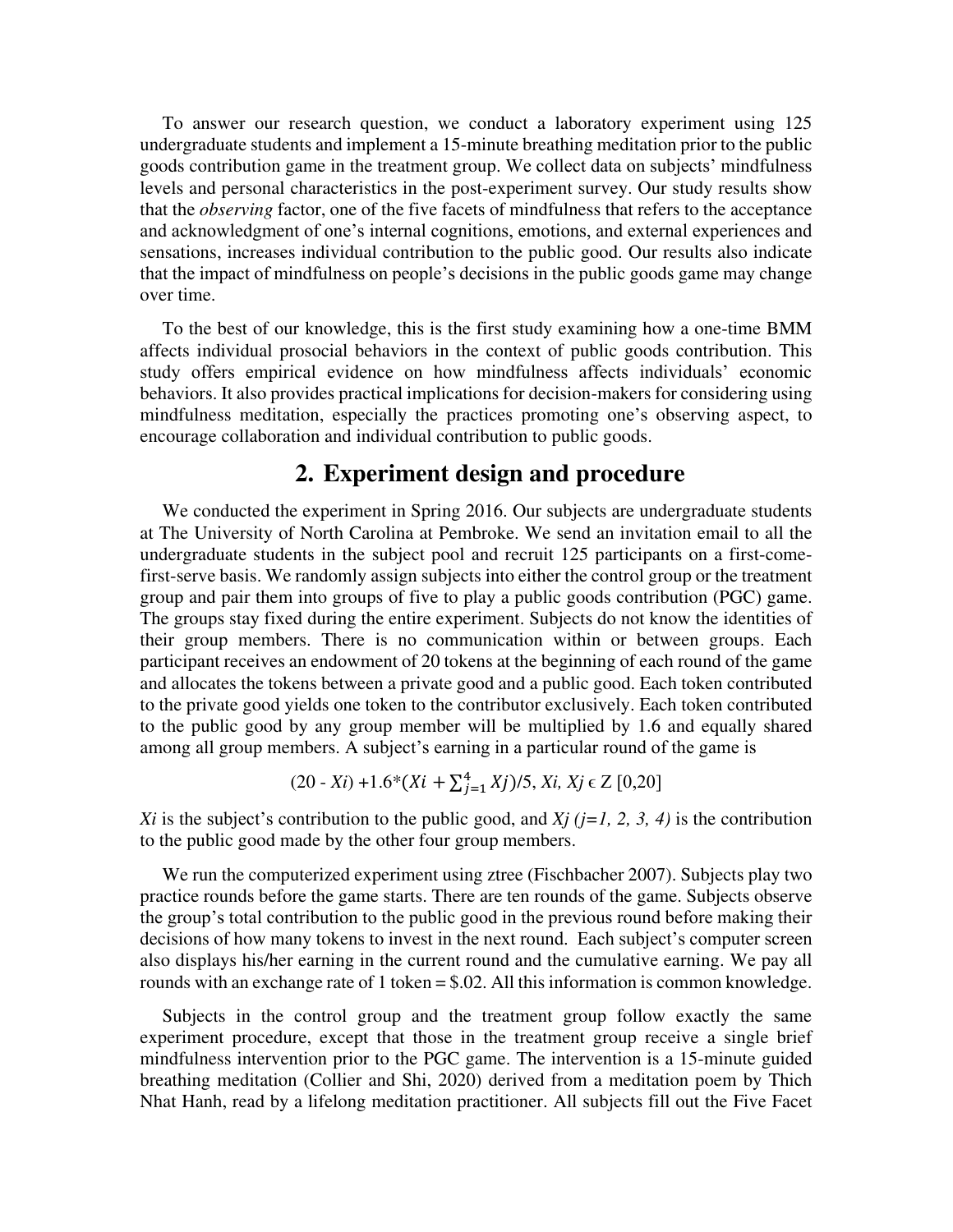To answer our research question, we conduct a laboratory experiment using 125 undergraduate students and implement a 15-minute breathing meditation prior to the public goods contribution game in the treatment group. We collect data on subjects' mindfulness levels and personal characteristics in the post-experiment survey. Our study results show that the *observing* factor, one of the five facets of mindfulness that refers to the acceptance and acknowledgment of one's internal cognitions, emotions, and external experiences and sensations, increases individual contribution to the public good. Our results also indicate that the impact of mindfulness on people's decisions in the public goods game may change over time.

To the best of our knowledge, this is the first study examining how a one-time BMM affects individual prosocial behaviors in the context of public goods contribution. This study offers empirical evidence on how mindfulness affects individuals' economic behaviors. It also provides practical implications for decision-makers for considering using mindfulness meditation, especially the practices promoting one's observing aspect, to encourage collaboration and individual contribution to public goods.

## 2. Experiment design and procedure

We conducted the experiment in Spring 2016. Our subjects are undergraduate students at The University of North Carolina at Pembroke. We send an invitation email to all the undergraduate students in the subject pool and recruit 125 participants on a first-come-first-serve basis. We randomly assign subjects into either the control group or the treatment group and pair them into groups of five to play a public goods contribution (PGC) game. The groups stay fixed during the entire experiment. Subjects do not know the identities of their group members. There is no communication within or between groups. Each participant receives an endowment of 20 tokens at the beginning of each round of the game and allocates the tokens between a private good and a public good. Each token contributed to the private good yields one token to the contributor exclusively. Each token contributed to the public good by any group member will be multiplied by 1.6 and equally shared among all group members. A subject's earning in a particular round of the game is

$$(20 - Xi) + 1.6*(Xi + \sum_{j=1}^{4} Xj)/5, \; Xi, Xj \in Z\,[0,20]$$

$Xi$ is the subject's contribution to the public good, and $Xj$ *(j=1, 2, 3, 4)* is the contribution to the public good made by the other four group members.

We run the computerized experiment using ztree (Fischbacher 2007). Subjects play two practice rounds before the game starts. There are ten rounds of the game. Subjects observe the group's total contribution to the public good in the previous round before making their decisions of how many tokens to invest in the next round. Each subject's computer screen also displays his/her earning in the current round and the cumulative earning. We pay all rounds with an exchange rate of 1 token = $.02. All this information is common knowledge.

Subjects in the control group and the treatment group follow exactly the same experiment procedure, except that those in the treatment group receive a single brief mindfulness intervention prior to the PGC game. The intervention is a 15-minute guided breathing meditation (Collier and Shi, 2020) derived from a meditation poem by Thich Nhat Hanh, read by a lifelong meditation practitioner. All subjects fill out the Five Facet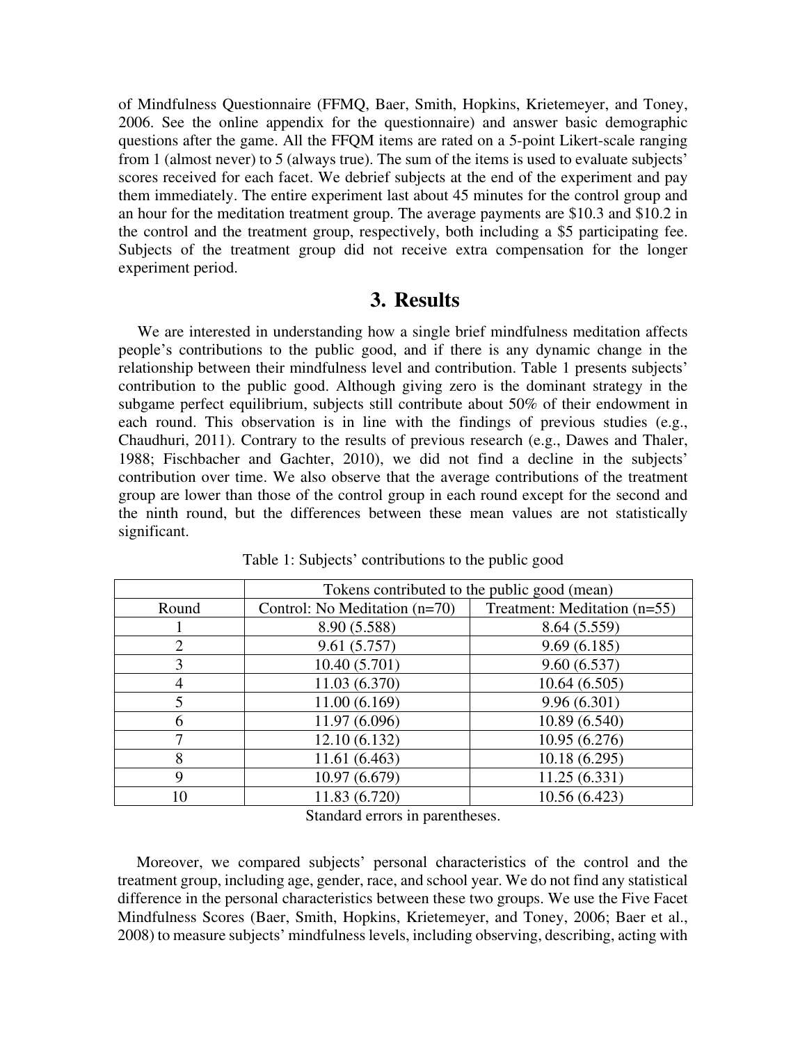of Mindfulness Questionnaire (FFMQ, Baer, Smith, Hopkins, Krietemeyer, and Toney, 2006. See the online appendix for the questionnaire) and answer basic demographic questions after the game. All the FFQM items are rated on a 5-point Likert-scale ranging from 1 (almost never) to 5 (always true). The sum of the items is used to evaluate subjects' scores received for each facet. We debrief subjects at the end of the experiment and pay them immediately. The entire experiment last about 45 minutes for the control group and an hour for the meditation treatment group. The average payments are \$10.3 and \$10.2 in the control and the treatment group, respectively, both including a \$5 participating fee. Subjects of the treatment group did not receive extra compensation for the longer experiment period.

# 3. Results

We are interested in understanding how a single brief mindfulness meditation affects people's contributions to the public good, and if there is any dynamic change in the relationship between their mindfulness level and contribution. Table 1 presents subjects' contribution to the public good. Although giving zero is the dominant strategy in the subgame perfect equilibrium, subjects still contribute about 50% of their endowment in each round. This observation is in line with the findings of previous studies (e.g., Chaudhuri, 2011). Contrary to the results of previous research (e.g., Dawes and Thaler, 1988; Fischbacher and Gachter, 2010), we did not find a decline in the subjects' contribution over time. We also observe that the average contributions of the treatment group are lower than those of the control group in each round except for the second and the ninth round, but the differences between these mean values are not statistically significant.

Table 1: Subjects' contributions to the public good

| | Tokens contributed to the public good (mean) | |
|---|---|---|
| Round | Control: No Meditation (n=70) | Treatment: Meditation (n=55) |
| 1 | 8.90 (5.588) | 8.64 (5.559) |
| 2 | 9.61 (5.757) | 9.69 (6.185) |
| 3 | 10.40 (5.701) | 9.60 (6.537) |
| 4 | 11.03 (6.370) | 10.64 (6.505) |
| 5 | 11.00 (6.169) | 9.96 (6.301) |
| 6 | 11.97 (6.096) | 10.89 (6.540) |
| 7 | 12.10 (6.132) | 10.95 (6.276) |
| 8 | 11.61 (6.463) | 10.18 (6.295) |
| 9 | 10.97 (6.679) | 11.25 (6.331) |
| 10 | 11.83 (6.720) | 10.56 (6.423) |

Standard errors in parentheses.

Moreover, we compared subjects' personal characteristics of the control and the treatment group, including age, gender, race, and school year. We do not find any statistical difference in the personal characteristics between these two groups. We use the Five Facet Mindfulness Scores (Baer, Smith, Hopkins, Krietemeyer, and Toney, 2006; Baer et al., 2008) to measure subjects' mindfulness levels, including observing, describing, acting with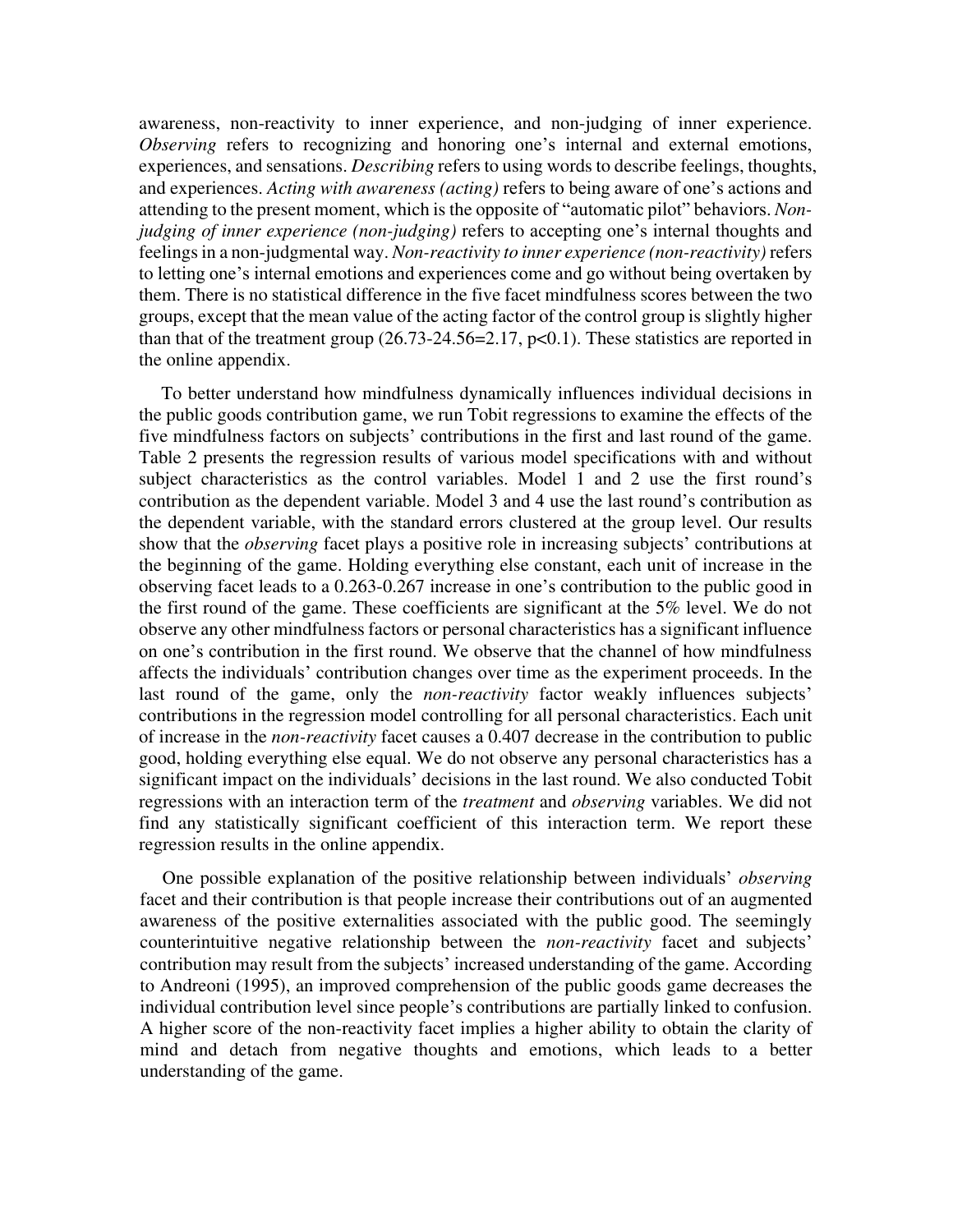awareness, non-reactivity to inner experience, and non-judging of inner experience. *Observing* refers to recognizing and honoring one's internal and external emotions, experiences, and sensations. *Describing* refers to using words to describe feelings, thoughts, and experiences. *Acting with awareness (acting)* refers to being aware of one's actions and attending to the present moment, which is the opposite of "automatic pilot" behaviors. *Non-judging of inner experience (non-judging)* refers to accepting one's internal thoughts and feelings in a non-judgmental way. *Non-reactivity to inner experience (non-reactivity)* refers to letting one's internal emotions and experiences come and go without being overtaken by them. There is no statistical difference in the five facet mindfulness scores between the two groups, except that the mean value of the acting factor of the control group is slightly higher than that of the treatment group (26.73-24.56=2.17, $p<0.1$). These statistics are reported in the online appendix.

To better understand how mindfulness dynamically influences individual decisions in the public goods contribution game, we run Tobit regressions to examine the effects of the five mindfulness factors on subjects' contributions in the first and last round of the game. Table 2 presents the regression results of various model specifications with and without subject characteristics as the control variables. Model 1 and 2 use the first round's contribution as the dependent variable. Model 3 and 4 use the last round's contribution as the dependent variable, with the standard errors clustered at the group level. Our results show that the *observing* facet plays a positive role in increasing subjects' contributions at the beginning of the game. Holding everything else constant, each unit of increase in the observing facet leads to a 0.263-0.267 increase in one's contribution to the public good in the first round of the game. These coefficients are significant at the 5% level. We do not observe any other mindfulness factors or personal characteristics has a significant influence on one's contribution in the first round. We observe that the channel of how mindfulness affects the individuals' contribution changes over time as the experiment proceeds. In the last round of the game, only the *non-reactivity* factor weakly influences subjects' contributions in the regression model controlling for all personal characteristics. Each unit of increase in the *non-reactivity* facet causes a 0.407 decrease in the contribution to public good, holding everything else equal. We do not observe any personal characteristics has a significant impact on the individuals' decisions in the last round. We also conducted Tobit regressions with an interaction term of the *treatment* and *observing* variables. We did not find any statistically significant coefficient of this interaction term. We report these regression results in the online appendix.

One possible explanation of the positive relationship between individuals' *observing* facet and their contribution is that people increase their contributions out of an augmented awareness of the positive externalities associated with the public good. The seemingly counterintuitive negative relationship between the *non-reactivity* facet and subjects' contribution may result from the subjects' increased understanding of the game. According to Andreoni (1995), an improved comprehension of the public goods game decreases the individual contribution level since people's contributions are partially linked to confusion. A higher score of the non-reactivity facet implies a higher ability to obtain the clarity of mind and detach from negative thoughts and emotions, which leads to a better understanding of the game.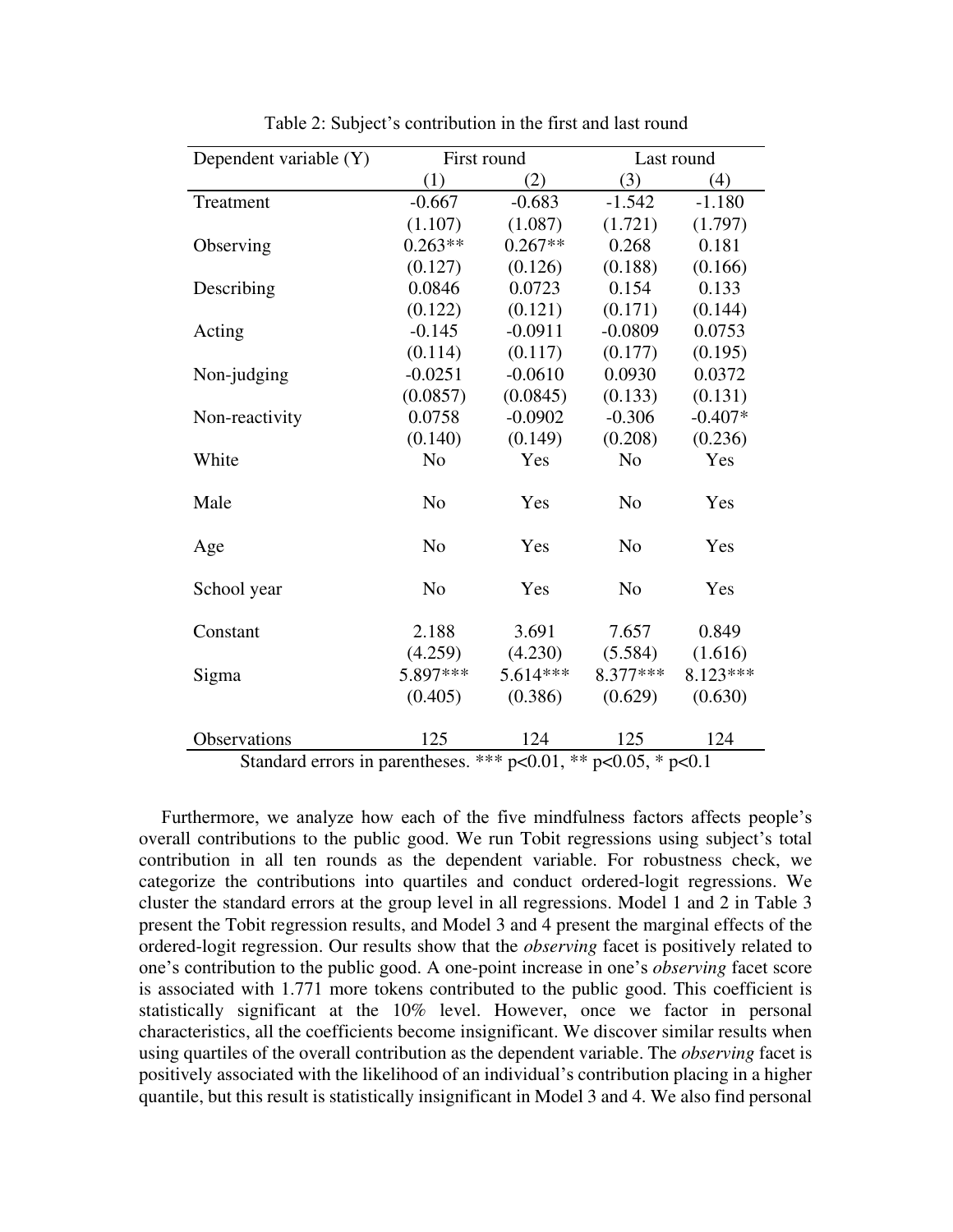Table 2: Subject's contribution in the first and last round

| Dependent variable (Y) | First round | | Last round | |
|---|---|---|---|---|
| | (1) | (2) | (3) | (4) |
| Treatment | -0.667 | -0.683 | -1.542 | -1.180 |
| | (1.107) | (1.087) | (1.721) | (1.797) |
| Observing | 0.263** | 0.267** | 0.268 | 0.181 |
| | (0.127) | (0.126) | (0.188) | (0.166) |
| Describing | 0.0846 | 0.0723 | 0.154 | 0.133 |
| | (0.122) | (0.121) | (0.171) | (0.144) |
| Acting | -0.145 | -0.0911 | -0.0809 | 0.0753 |
| | (0.114) | (0.117) | (0.177) | (0.195) |
| Non-judging | -0.0251 | -0.0610 | 0.0930 | 0.0372 |
| | (0.0857) | (0.0845) | (0.133) | (0.131) |
| Non-reactivity | 0.0758 | -0.0902 | -0.306 | -0.407* |
| | (0.140) | (0.149) | (0.208) | (0.236) |
| White | No | Yes | No | Yes |
| Male | No | Yes | No | Yes |
| Age | No | Yes | No | Yes |
| School year | No | Yes | No | Yes |
| Constant | 2.188 | 3.691 | 7.657 | 0.849 |
| | (4.259) | (4.230) | (5.584) | (1.616) |
| Sigma | 5.897*** | 5.614*** | 8.377*** | 8.123*** |
| | (0.405) | (0.386) | (0.629) | (0.630) |
| Observations | 125 | 124 | 125 | 124 |

Standard errors in parentheses. *** p<0.01, ** p<0.05, * p<0.1

Furthermore, we analyze how each of the five mindfulness factors affects people's overall contributions to the public good. We run Tobit regressions using subject's total contribution in all ten rounds as the dependent variable. For robustness check, we categorize the contributions into quartiles and conduct ordered-logit regressions. We cluster the standard errors at the group level in all regressions. Model 1 and 2 in Table 3 present the Tobit regression results, and Model 3 and 4 present the marginal effects of the ordered-logit regression. Our results show that the *observing* facet is positively related to one's contribution to the public good. A one-point increase in one's *observing* facet score is associated with 1.771 more tokens contributed to the public good. This coefficient is statistically significant at the 10% level. However, once we factor in personal characteristics, all the coefficients become insignificant. We discover similar results when using quartiles of the overall contribution as the dependent variable. The *observing* facet is positively associated with the likelihood of an individual's contribution placing in a higher quantile, but this result is statistically insignificant in Model 3 and 4. We also find personal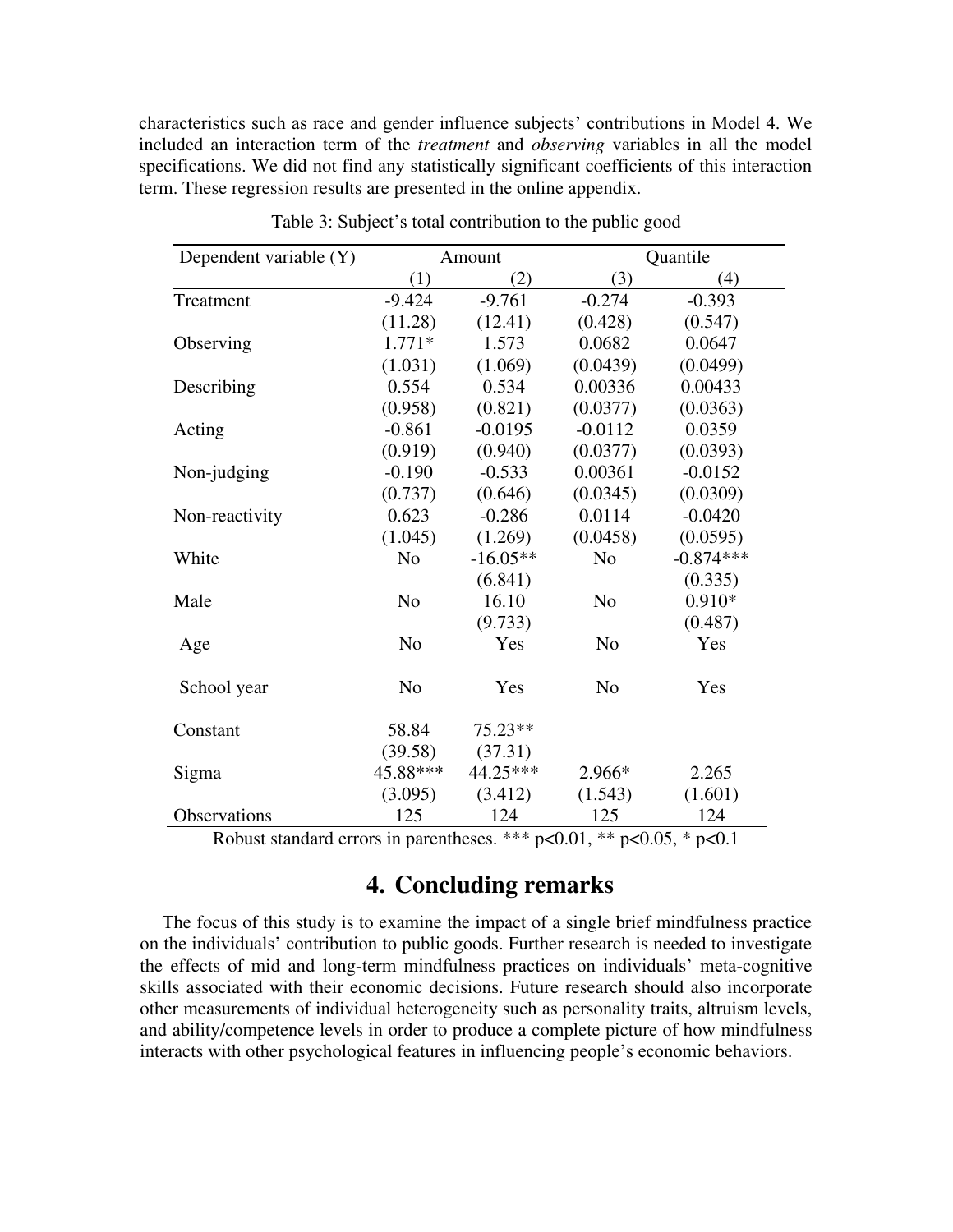characteristics such as race and gender influence subjects' contributions in Model 4. We included an interaction term of the *treatment* and *observing* variables in all the model specifications. We did not find any statistically significant coefficients of this interaction term. These regression results are presented in the online appendix.

Table 3: Subject's total contribution to the public good

| Dependent variable (Y) | Amount | | Quantile | |
|---|---|---|---|---|
| | (1) | (2) | (3) | (4) |
| Treatment | -9.424 | -9.761 | -0.274 | -0.393 |
| | (11.28) | (12.41) | (0.428) | (0.547) |
| Observing | 1.771* | 1.573 | 0.0682 | 0.0647 |
| | (1.031) | (1.069) | (0.0439) | (0.0499) |
| Describing | 0.554 | 0.534 | 0.00336 | 0.00433 |
| | (0.958) | (0.821) | (0.0377) | (0.0363) |
| Acting | -0.861 | -0.0195 | -0.0112 | 0.0359 |
| | (0.919) | (0.940) | (0.0377) | (0.0393) |
| Non-judging | -0.190 | -0.533 | 0.00361 | -0.0152 |
| | (0.737) | (0.646) | (0.0345) | (0.0309) |
| Non-reactivity | 0.623 | -0.286 | 0.0114 | -0.0420 |
| | (1.045) | (1.269) | (0.0458) | (0.0595) |
| White | No | -16.05** | No | -0.874*** |
| | | (6.841) | | (0.335) |
| Male | No | 16.10 | No | 0.910* |
| | | (9.733) | | (0.487) |
| Age | No | Yes | No | Yes |
| School year | No | Yes | No | Yes |
| Constant | 58.84 | 75.23** | | |
| | (39.58) | (37.31) | | |
| Sigma | 45.88*** | 44.25*** | 2.966* | 2.265 |
| | (3.095) | (3.412) | (1.543) | (1.601) |
| Observations | 125 | 124 | 125 | 124 |

Robust standard errors in parentheses. *** p<0.01, ** p<0.05, * p<0.1

## 4. Concluding remarks

The focus of this study is to examine the impact of a single brief mindfulness practice on the individuals' contribution to public goods. Further research is needed to investigate the effects of mid and long-term mindfulness practices on individuals' meta-cognitive skills associated with their economic decisions. Future research should also incorporate other measurements of individual heterogeneity such as personality traits, altruism levels, and ability/competence levels in order to produce a complete picture of how mindfulness interacts with other psychological features in influencing people's economic behaviors.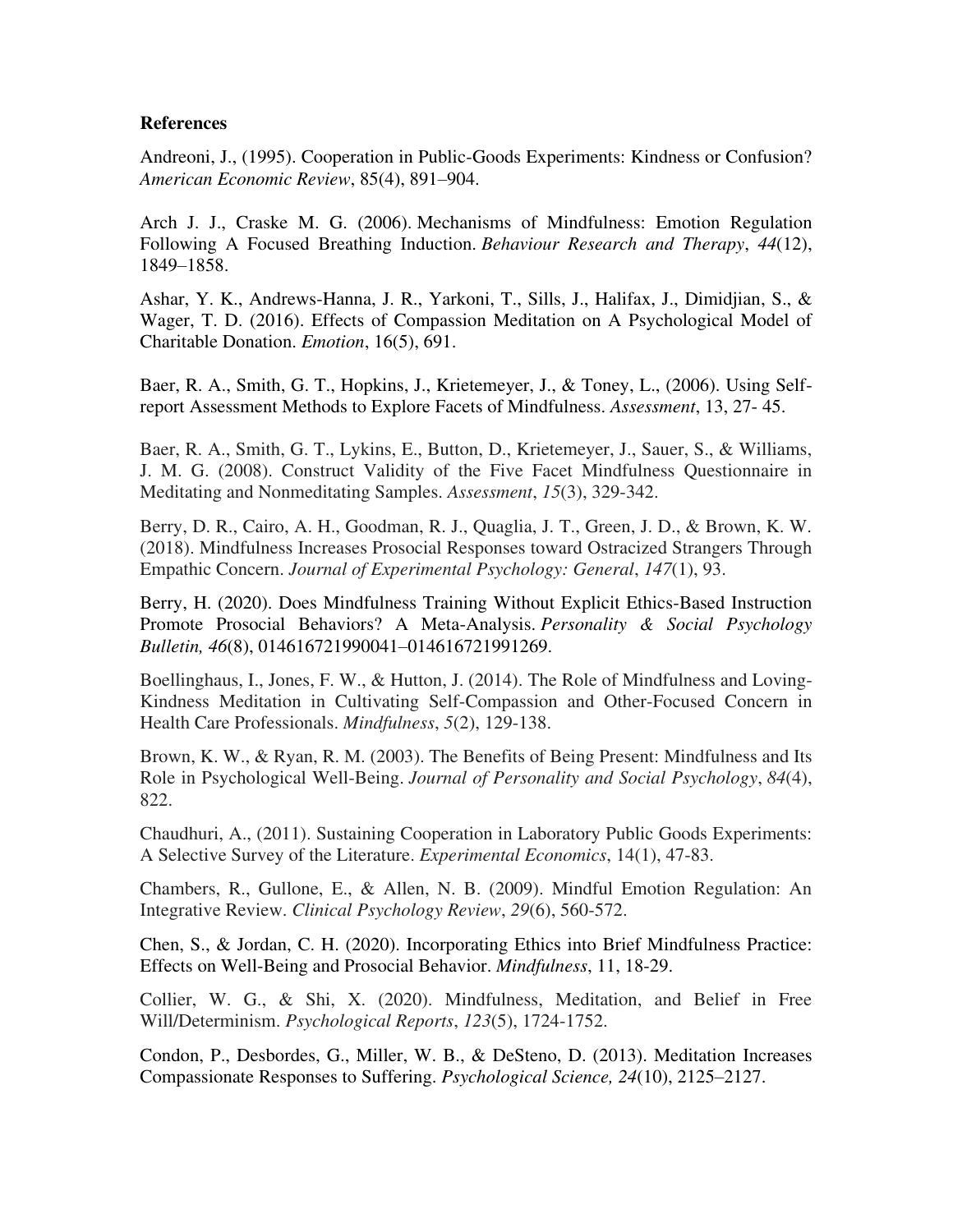**References**

Andreoni, J., (1995). Cooperation in Public-Goods Experiments: Kindness or Confusion? *American Economic Review*, 85(4), 891–904.

Arch J. J., Craske M. G. (2006). Mechanisms of Mindfulness: Emotion Regulation Following A Focused Breathing Induction. *Behaviour Research and Therapy*, *44*(12), 1849–1858.

Ashar, Y. K., Andrews-Hanna, J. R., Yarkoni, T., Sills, J., Halifax, J., Dimidjian, S., & Wager, T. D. (2016). Effects of Compassion Meditation on A Psychological Model of Charitable Donation. *Emotion*, 16(5), 691.

Baer, R. A., Smith, G. T., Hopkins, J., Krietemeyer, J., & Toney, L., (2006). Using Self-report Assessment Methods to Explore Facets of Mindfulness. *Assessment*, 13, 27- 45.

Baer, R. A., Smith, G. T., Lykins, E., Button, D., Krietemeyer, J., Sauer, S., & Williams, J. M. G. (2008). Construct Validity of the Five Facet Mindfulness Questionnaire in Meditating and Nonmeditating Samples. *Assessment*, *15*(3), 329-342.

Berry, D. R., Cairo, A. H., Goodman, R. J., Quaglia, J. T., Green, J. D., & Brown, K. W. (2018). Mindfulness Increases Prosocial Responses toward Ostracized Strangers Through Empathic Concern. *Journal of Experimental Psychology: General*, *147*(1), 93.

Berry, H. (2020). Does Mindfulness Training Without Explicit Ethics-Based Instruction Promote Prosocial Behaviors? A Meta-Analysis. *Personality & Social Psychology Bulletin, 46*(8), 014616721990041–014616721991269.

Boellinghaus, I., Jones, F. W., & Hutton, J. (2014). The Role of Mindfulness and Loving-Kindness Meditation in Cultivating Self-Compassion and Other-Focused Concern in Health Care Professionals. *Mindfulness*, *5*(2), 129-138.

Brown, K. W., & Ryan, R. M. (2003). The Benefits of Being Present: Mindfulness and Its Role in Psychological Well-Being. *Journal of Personality and Social Psychology*, *84*(4), 822.

Chaudhuri, A., (2011). Sustaining Cooperation in Laboratory Public Goods Experiments: A Selective Survey of the Literature. *Experimental Economics*, 14(1), 47-83.

Chambers, R., Gullone, E., & Allen, N. B. (2009). Mindful Emotion Regulation: An Integrative Review. *Clinical Psychology Review*, *29*(6), 560-572.

Chen, S., & Jordan, C. H. (2020). Incorporating Ethics into Brief Mindfulness Practice: Effects on Well-Being and Prosocial Behavior. *Mindfulness*, 11, 18-29.

Collier, W. G., & Shi, X. (2020). Mindfulness, Meditation, and Belief in Free Will/Determinism. *Psychological Reports*, *123*(5), 1724-1752.

Condon, P., Desbordes, G., Miller, W. B., & DeSteno, D. (2013). Meditation Increases Compassionate Responses to Suffering. *Psychological Science, 24*(10), 2125–2127.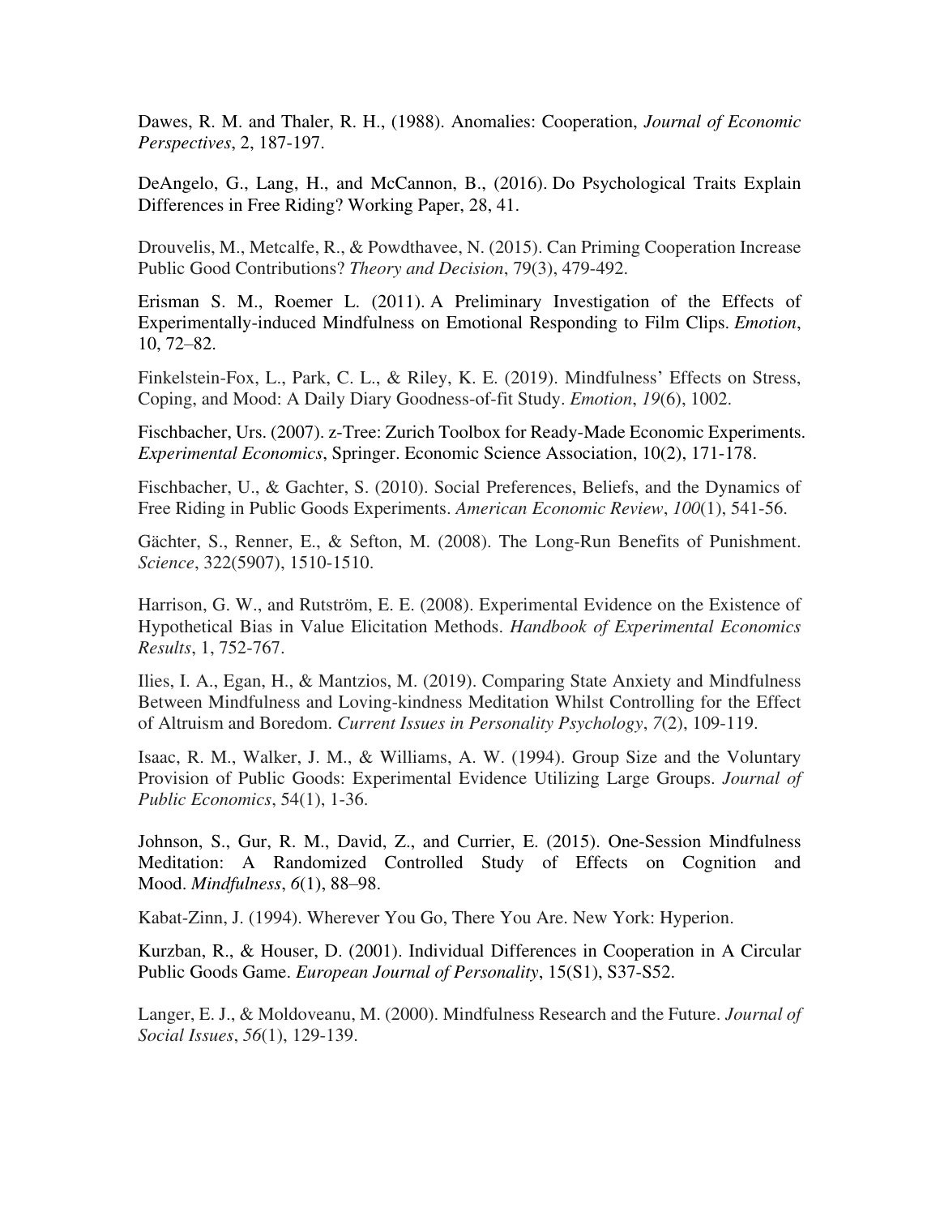Dawes, R. M. and Thaler, R. H., (1988). Anomalies: Cooperation, *Journal of Economic Perspectives*, 2, 187-197.

DeAngelo, G., Lang, H., and McCannon, B., (2016). Do Psychological Traits Explain Differences in Free Riding? Working Paper, 28, 41.

Drouvelis, M., Metcalfe, R., & Powdthavee, N. (2015). Can Priming Cooperation Increase Public Good Contributions? *Theory and Decision*, 79(3), 479-492.

Erisman S. M., Roemer L. (2011). A Preliminary Investigation of the Effects of Experimentally-induced Mindfulness on Emotional Responding to Film Clips. *Emotion*, 10, 72–82.

Finkelstein-Fox, L., Park, C. L., & Riley, K. E. (2019). Mindfulness' Effects on Stress, Coping, and Mood: A Daily Diary Goodness-of-fit Study. *Emotion*, *19*(6), 1002.

Fischbacher, Urs. (2007). z-Tree: Zurich Toolbox for Ready-Made Economic Experiments. *Experimental Economics*, Springer. Economic Science Association, 10(2), 171-178.

Fischbacher, U., & Gachter, S. (2010). Social Preferences, Beliefs, and the Dynamics of Free Riding in Public Goods Experiments. *American Economic Review*, *100*(1), 541-56.

Gächter, S., Renner, E., & Sefton, M. (2008). The Long-Run Benefits of Punishment. *Science*, 322(5907), 1510-1510.

Harrison, G. W., and Rutström, E. E. (2008). Experimental Evidence on the Existence of Hypothetical Bias in Value Elicitation Methods. *Handbook of Experimental Economics Results*, 1, 752-767.

Ilies, I. A., Egan, H., & Mantzios, M. (2019). Comparing State Anxiety and Mindfulness Between Mindfulness and Loving-kindness Meditation Whilst Controlling for the Effect of Altruism and Boredom. *Current Issues in Personality Psychology*, *7*(2), 109-119.

Isaac, R. M., Walker, J. M., & Williams, A. W. (1994). Group Size and the Voluntary Provision of Public Goods: Experimental Evidence Utilizing Large Groups. *Journal of Public Economics*, 54(1), 1-36.

Johnson, S., Gur, R. M., David, Z., and Currier, E. (2015). One-Session Mindfulness Meditation: A Randomized Controlled Study of Effects on Cognition and Mood. *Mindfulness*, *6*(1), 88–98.

Kabat-Zinn, J. (1994). Wherever You Go, There You Are. New York: Hyperion.

Kurzban, R., & Houser, D. (2001). Individual Differences in Cooperation in A Circular Public Goods Game. *European Journal of Personality*, 15(S1), S37-S52.

Langer, E. J., & Moldoveanu, M. (2000). Mindfulness Research and the Future. *Journal of Social Issues*, *56*(1), 129-139.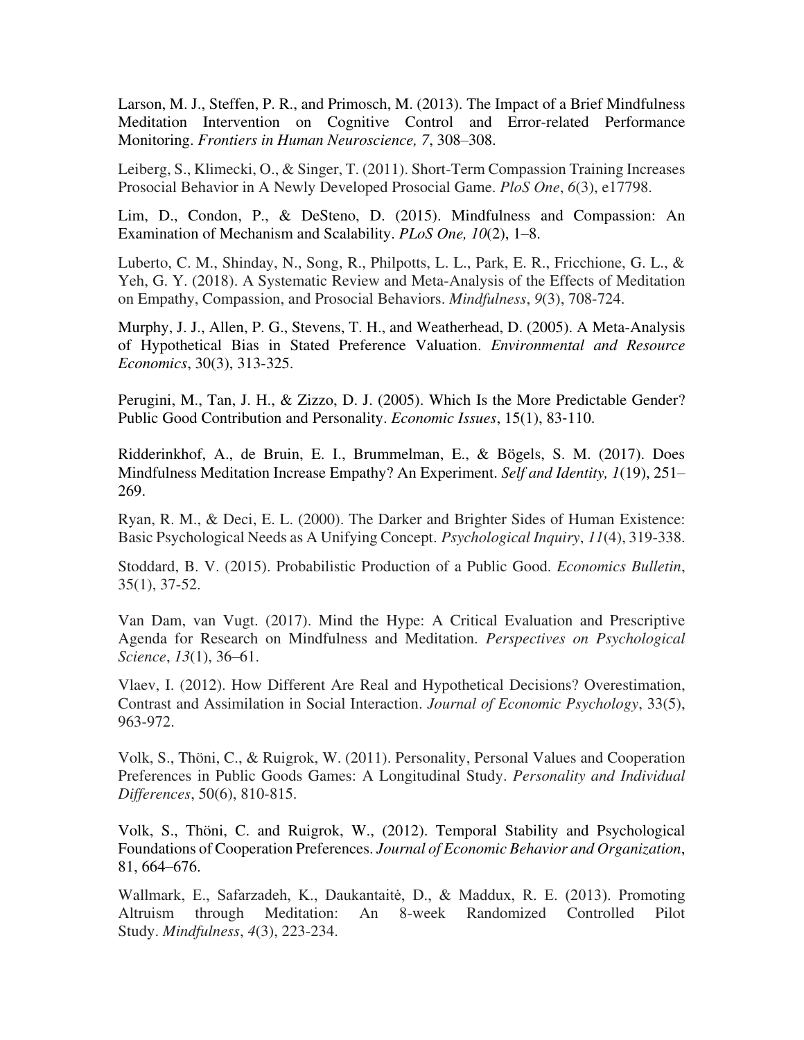Larson, M. J., Steffen, P. R., and Primosch, M. (2013). The Impact of a Brief Mindfulness Meditation Intervention on Cognitive Control and Error-related Performance Monitoring. *Frontiers in Human Neuroscience, 7*, 308–308.

Leiberg, S., Klimecki, O., & Singer, T. (2011). Short-Term Compassion Training Increases Prosocial Behavior in A Newly Developed Prosocial Game. *PloS One*, *6*(3), e17798.

Lim, D., Condon, P., & DeSteno, D. (2015). Mindfulness and Compassion: An Examination of Mechanism and Scalability. *PLoS One, 10*(2), 1–8.

Luberto, C. M., Shinday, N., Song, R., Philpotts, L. L., Park, E. R., Fricchione, G. L., & Yeh, G. Y. (2018). A Systematic Review and Meta-Analysis of the Effects of Meditation on Empathy, Compassion, and Prosocial Behaviors. *Mindfulness*, *9*(3), 708-724.

Murphy, J. J., Allen, P. G., Stevens, T. H., and Weatherhead, D. (2005). A Meta-Analysis of Hypothetical Bias in Stated Preference Valuation. *Environmental and Resource Economics*, 30(3), 313-325.

Perugini, M., Tan, J. H., & Zizzo, D. J. (2005). Which Is the More Predictable Gender? Public Good Contribution and Personality. *Economic Issues*, 15(1), 83-110.

Ridderinkhof, A., de Bruin, E. I., Brummelman, E., & Bögels, S. M. (2017). Does Mindfulness Meditation Increase Empathy? An Experiment. *Self and Identity, 1*(19), 251–269.

Ryan, R. M., & Deci, E. L. (2000). The Darker and Brighter Sides of Human Existence: Basic Psychological Needs as A Unifying Concept. *Psychological Inquiry*, *11*(4), 319-338.

Stoddard, B. V. (2015). Probabilistic Production of a Public Good. *Economics Bulletin*, 35(1), 37-52.

Van Dam, van Vugt. (2017). Mind the Hype: A Critical Evaluation and Prescriptive Agenda for Research on Mindfulness and Meditation. *Perspectives on Psychological Science*, *13*(1), 36–61.

Vlaev, I. (2012). How Different Are Real and Hypothetical Decisions? Overestimation, Contrast and Assimilation in Social Interaction. *Journal of Economic Psychology*, 33(5), 963-972.

Volk, S., Thöni, C., & Ruigrok, W. (2011). Personality, Personal Values and Cooperation Preferences in Public Goods Games: A Longitudinal Study. *Personality and Individual Differences*, 50(6), 810-815.

Volk, S., Thöni, C. and Ruigrok, W., (2012). Temporal Stability and Psychological Foundations of Cooperation Preferences. *Journal of Economic Behavior and Organization*, 81, 664–676.

Wallmark, E., Safarzadeh, K., Daukantaitė, D., & Maddux, R. E. (2013). Promoting Altruism through Meditation: An 8-week Randomized Controlled Pilot Study. *Mindfulness*, *4*(3), 223-234.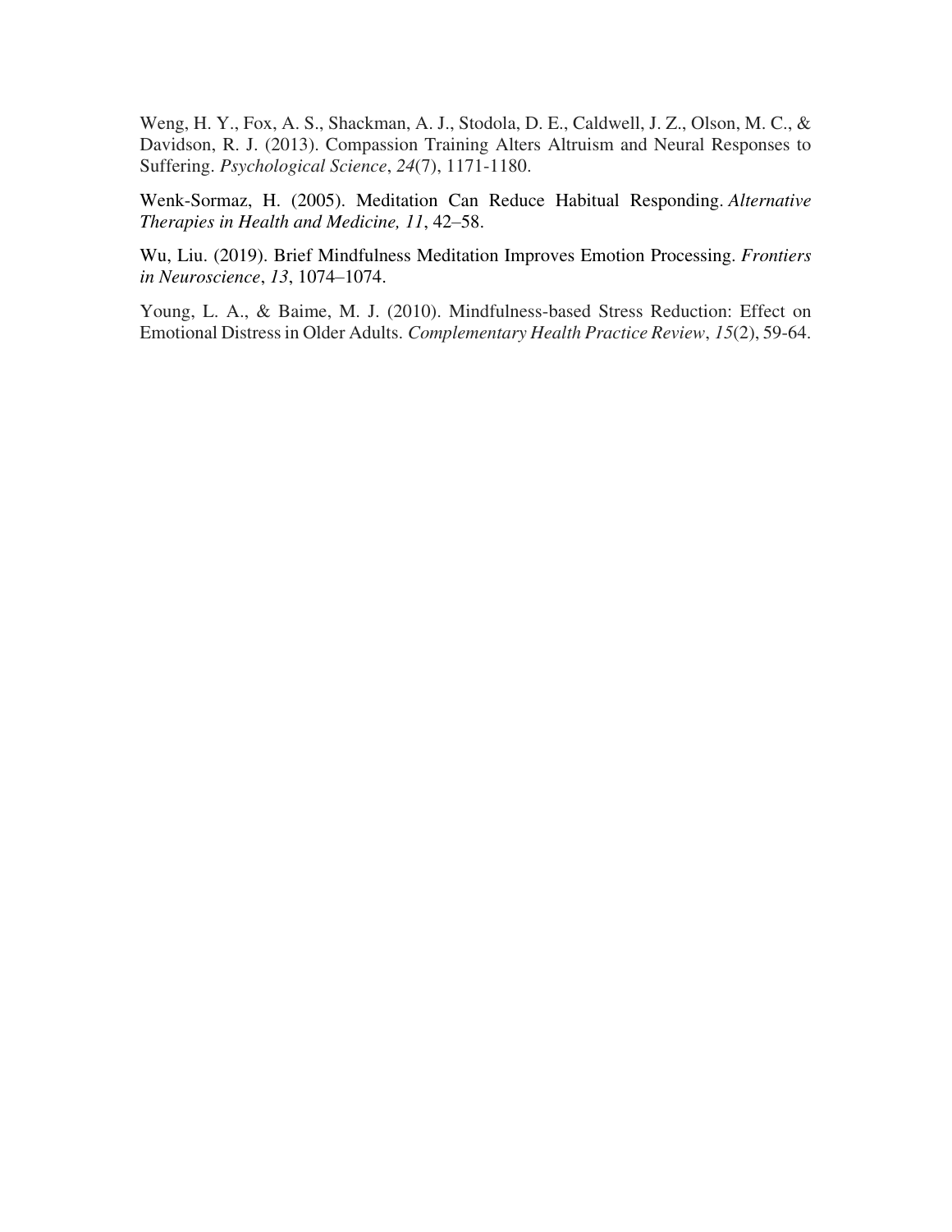Weng, H. Y., Fox, A. S., Shackman, A. J., Stodola, D. E., Caldwell, J. Z., Olson, M. C., & Davidson, R. J. (2013). Compassion Training Alters Altruism and Neural Responses to Suffering. *Psychological Science*, *24*(7), 1171-1180.

Wenk-Sormaz, H. (2005). Meditation Can Reduce Habitual Responding. *Alternative Therapies in Health and Medicine, 11*, 42–58.

Wu, Liu. (2019). Brief Mindfulness Meditation Improves Emotion Processing. *Frontiers in Neuroscience*, *13*, 1074–1074.

Young, L. A., & Baime, M. J. (2010). Mindfulness-based Stress Reduction: Effect on Emotional Distress in Older Adults. *Complementary Health Practice Review*, *15*(2), 59-64.